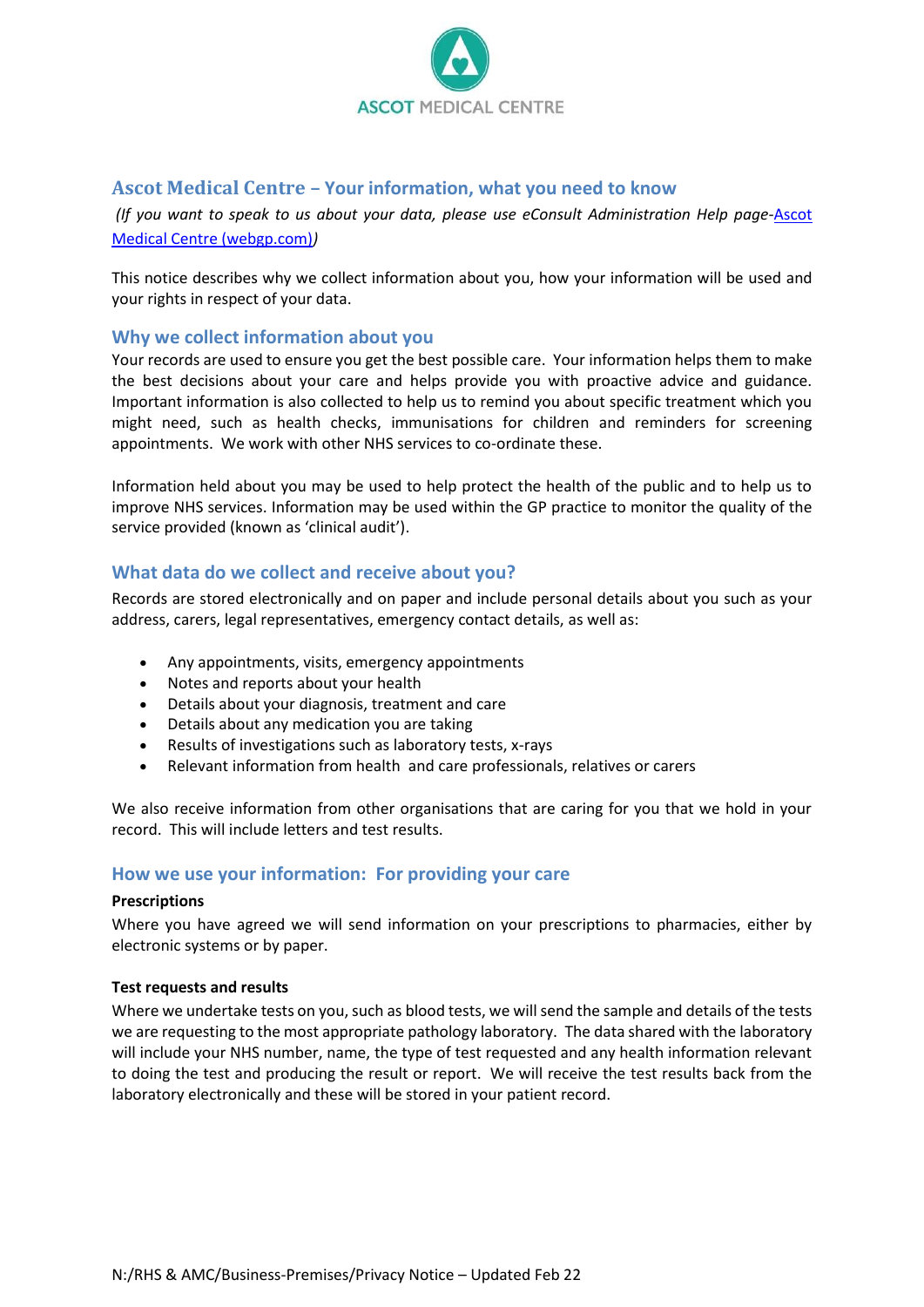ASCOT MEDICAL CENTRE

# Ascot Medical Centre – Your information, what you need to know

*(If you want to speak to us about your data, please use eConsult Administration Help page-*[Ascot Medical Centre (webgp.com)](Ascot Medical Centre (webgp.com))*)*

This notice describes why we collect information about you, how your information will be used and your rights in respect of your data.

## Why we collect information about you

Your records are used to ensure you get the best possible care. Your information helps them to make the best decisions about your care and helps provide you with proactive advice and guidance. Important information is also collected to help us to remind you about specific treatment which you might need, such as health checks, immunisations for children and reminders for screening appointments. We work with other NHS services to co-ordinate these.

Information held about you may be used to help protect the health of the public and to help us to improve NHS services. Information may be used within the GP practice to monitor the quality of the service provided (known as 'clinical audit').

## What data do we collect and receive about you?

Records are stored electronically and on paper and include personal details about you such as your address, carers, legal representatives, emergency contact details, as well as:

- Any appointments, visits, emergency appointments
- Notes and reports about your health
- Details about your diagnosis, treatment and care
- Details about any medication you are taking
- Results of investigations such as laboratory tests, x-rays
- Relevant information from health and care professionals, relatives or carers

We also receive information from other organisations that are caring for you that we hold in your record. This will include letters and test results.

## How we use your information: For providing your care

**Prescriptions**

Where you have agreed we will send information on your prescriptions to pharmacies, either by electronic systems or by paper.

**Test requests and results**

Where we undertake tests on you, such as blood tests, we will send the sample and details of the tests we are requesting to the most appropriate pathology laboratory. The data shared with the laboratory will include your NHS number, name, the type of test requested and any health information relevant to doing the test and producing the result or report. We will receive the test results back from the laboratory electronically and these will be stored in your patient record.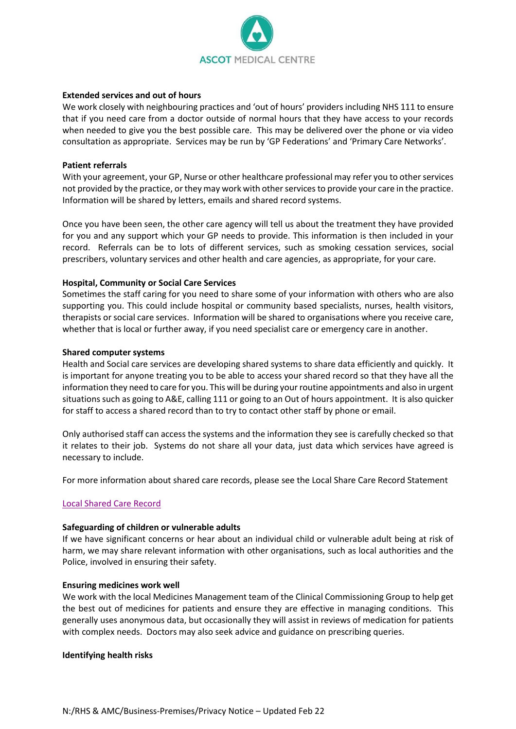**Extended services and out of hours**

We work closely with neighbouring practices and 'out of hours' providers including NHS 111 to ensure that if you need care from a doctor outside of normal hours that they have access to your records when needed to give you the best possible care. This may be delivered over the phone or via video consultation as appropriate. Services may be run by 'GP Federations' and 'Primary Care Networks'.

**Patient referrals**

With your agreement, your GP, Nurse or other healthcare professional may refer you to other services not provided by the practice, or they may work with other services to provide your care in the practice. Information will be shared by letters, emails and shared record systems.

Once you have been seen, the other care agency will tell us about the treatment they have provided for you and any support which your GP needs to provide. This information is then included in your record. Referrals can be to lots of different services, such as smoking cessation services, social prescribers, voluntary services and other health and care agencies, as appropriate, for your care.

**Hospital, Community or Social Care Services**

Sometimes the staff caring for you need to share some of your information with others who are also supporting you. This could include hospital or community based specialists, nurses, health visitors, therapists or social care services. Information will be shared to organisations where you receive care, whether that is local or further away, if you need specialist care or emergency care in another.

**Shared computer systems**

Health and Social care services are developing shared systems to share data efficiently and quickly. It is important for anyone treating you to be able to access your shared record so that they have all the information they need to care for you. This will be during your routine appointments and also in urgent situations such as going to A&E, calling 111 or going to an Out of hours appointment. It is also quicker for staff to access a shared record than to try to contact other staff by phone or email.

Only authorised staff can access the systems and the information they see is carefully checked so that it relates to their job. Systems do not share all your data, just data which services have agreed is necessary to include.

For more information about shared care records, please see the Local Share Care Record Statement

Local Shared Care Record

**Safeguarding of children or vulnerable adults**

If we have significant concerns or hear about an individual child or vulnerable adult being at risk of harm, we may share relevant information with other organisations, such as local authorities and the Police, involved in ensuring their safety.

**Ensuring medicines work well**

We work with the local Medicines Management team of the Clinical Commissioning Group to help get the best out of medicines for patients and ensure they are effective in managing conditions. This generally uses anonymous data, but occasionally they will assist in reviews of medication for patients with complex needs. Doctors may also seek advice and guidance on prescribing queries.

**Identifying health risks**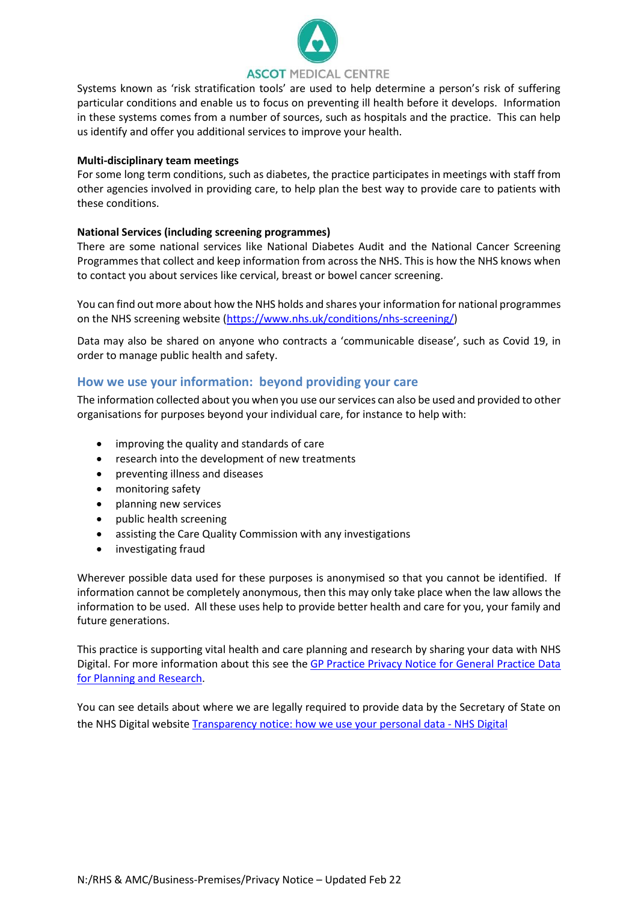Systems known as 'risk stratification tools' are used to help determine a person's risk of suffering particular conditions and enable us to focus on preventing ill health before it develops. Information in these systems comes from a number of sources, such as hospitals and the practice. This can help us identify and offer you additional services to improve your health.

**Multi-disciplinary team meetings**

For some long term conditions, such as diabetes, the practice participates in meetings with staff from other agencies involved in providing care, to help plan the best way to provide care to patients with these conditions.

**National Services (including screening programmes)**

There are some national services like National Diabetes Audit and the National Cancer Screening Programmes that collect and keep information from across the NHS. This is how the NHS knows when to contact you about services like cervical, breast or bowel cancer screening.

You can find out more about how the NHS holds and shares your information for national programmes on the NHS screening website ([https://www.nhs.uk/conditions/nhs-screening/](https://www.nhs.uk/conditions/nhs-screening/))

Data may also be shared on anyone who contracts a 'communicable disease', such as Covid 19, in order to manage public health and safety.

## How we use your information: beyond providing your care

The information collected about you when you use our services can also be used and provided to other organisations for purposes beyond your individual care, for instance to help with:

- improving the quality and standards of care
- research into the development of new treatments
- preventing illness and diseases
- monitoring safety
- planning new services
- public health screening
- assisting the Care Quality Commission with any investigations
- investigating fraud

Wherever possible data used for these purposes is anonymised so that you cannot be identified. If information cannot be completely anonymous, then this may only take place when the law allows the information to be used. All these uses help to provide better health and care for you, your family and future generations.

This practice is supporting vital health and care planning and research by sharing your data with NHS Digital. For more information about this see the GP Practice Privacy Notice for General Practice Data for Planning and Research.

You can see details about where we are legally required to provide data by the Secretary of State on the NHS Digital website Transparency notice: how we use your personal data - NHS Digital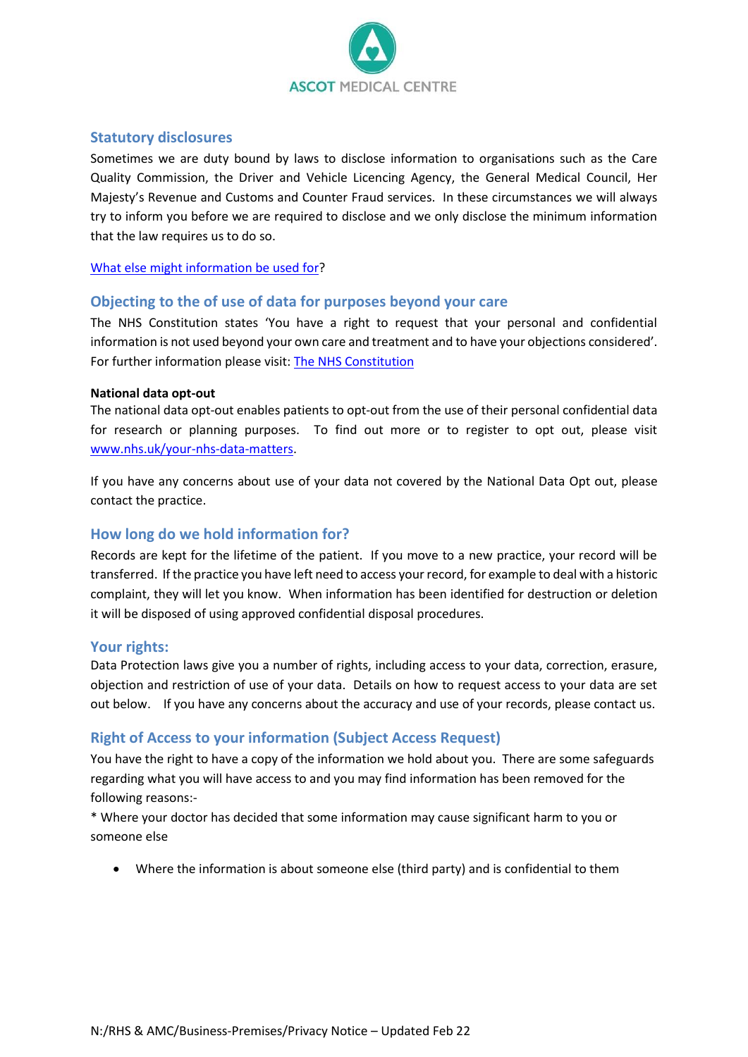## Statutory disclosures

Sometimes we are duty bound by laws to disclose information to organisations such as the Care Quality Commission, the Driver and Vehicle Licencing Agency, the General Medical Council, Her Majesty's Revenue and Customs and Counter Fraud services. In these circumstances we will always try to inform you before we are required to disclose and we only disclose the minimum information that the law requires us to do so.

[What else might information be used for]?

## Objecting to the of use of data for purposes beyond your care

The NHS Constitution states 'You have a right to request that your personal and confidential information is not used beyond your own care and treatment and to have your objections considered'. For further information please visit: [The NHS Constitution]

**National data opt-out**

The national data opt-out enables patients to opt-out from the use of their personal confidential data for research or planning purposes. To find out more or to register to opt out, please visit [www.nhs.uk/your-nhs-data-matters].

If you have any concerns about use of your data not covered by the National Data Opt out, please contact the practice.

## How long do we hold information for?

Records are kept for the lifetime of the patient. If you move to a new practice, your record will be transferred. If the practice you have left need to access your record, for example to deal with a historic complaint, they will let you know. When information has been identified for destruction or deletion it will be disposed of using approved confidential disposal procedures.

## Your rights:

Data Protection laws give you a number of rights, including access to your data, correction, erasure, objection and restriction of use of your data. Details on how to request access to your data are set out below. If you have any concerns about the accuracy and use of your records, please contact us.

## Right of Access to your information (Subject Access Request)

You have the right to have a copy of the information we hold about you. There are some safeguards regarding what you will have access to and you may find information has been removed for the following reasons:-

* Where your doctor has decided that some information may cause significant harm to you or someone else

- Where the information is about someone else (third party) and is confidential to them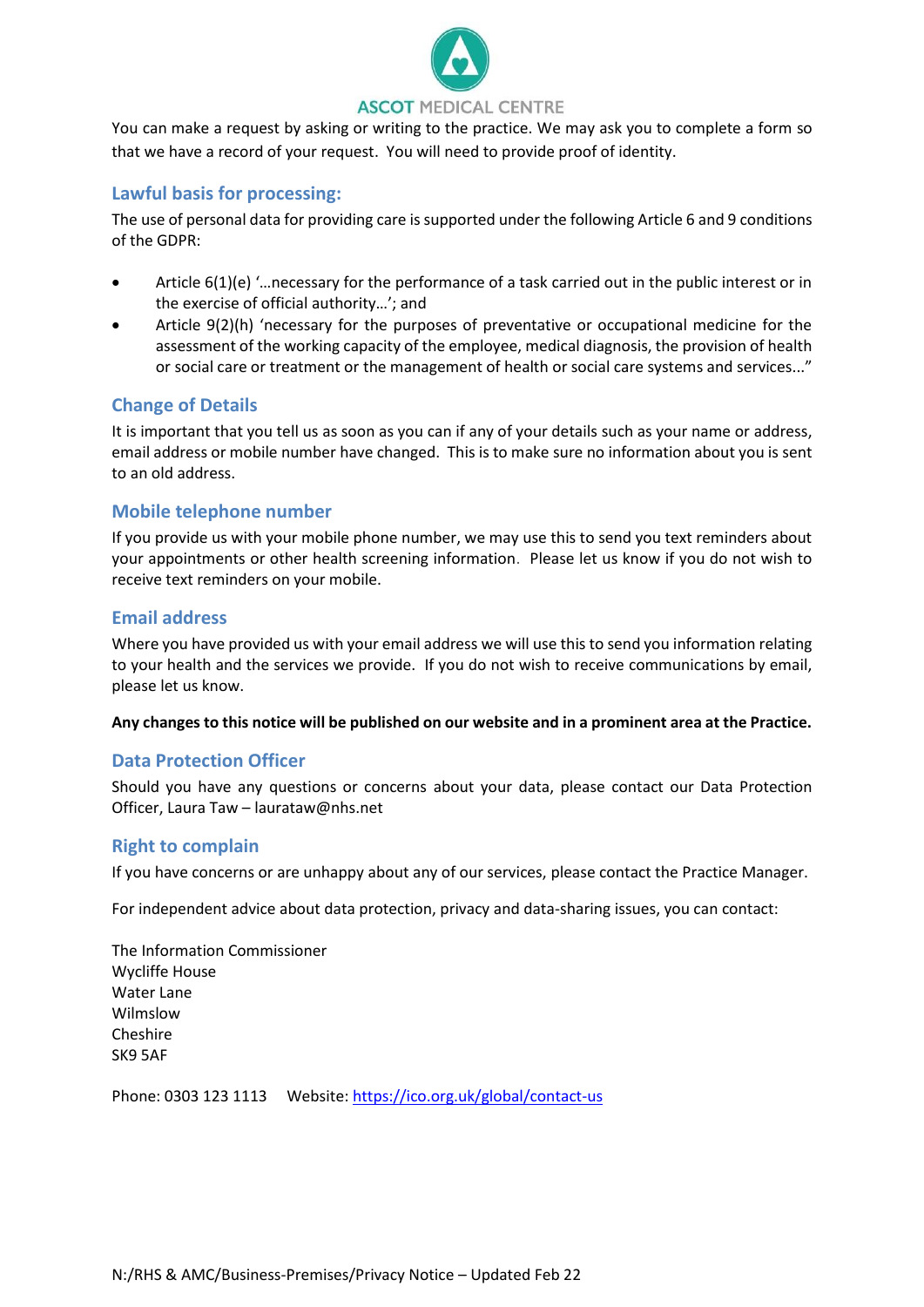You can make a request by asking or writing to the practice. We may ask you to complete a form so that we have a record of your request. You will need to provide proof of identity.

## Lawful basis for processing:

The use of personal data for providing care is supported under the following Article 6 and 9 conditions of the GDPR:

- Article 6(1)(e) '…necessary for the performance of a task carried out in the public interest or in the exercise of official authority…'; and
- Article 9(2)(h) 'necessary for the purposes of preventative or occupational medicine for the assessment of the working capacity of the employee, medical diagnosis, the provision of health or social care or treatment or the management of health or social care systems and services..."

## Change of Details

It is important that you tell us as soon as you can if any of your details such as your name or address, email address or mobile number have changed. This is to make sure no information about you is sent to an old address.

## Mobile telephone number

If you provide us with your mobile phone number, we may use this to send you text reminders about your appointments or other health screening information. Please let us know if you do not wish to receive text reminders on your mobile.

## Email address

Where you have provided us with your email address we will use this to send you information relating to your health and the services we provide. If you do not wish to receive communications by email, please let us know.

**Any changes to this notice will be published on our website and in a prominent area at the Practice.**

## Data Protection Officer

Should you have any questions or concerns about your data, please contact our Data Protection Officer, Laura Taw – laurataw@nhs.net

## Right to complain

If you have concerns or are unhappy about any of our services, please contact the Practice Manager.

For independent advice about data protection, privacy and data-sharing issues, you can contact:

The Information Commissioner
Wycliffe House
Water Lane
Wilmslow
Cheshire
SK9 5AF

Phone: 0303 123 1113 Website: https://ico.org.uk/global/contact-us

N:/RHS & AMC/Business-Premises/Privacy Notice – Updated Feb 22